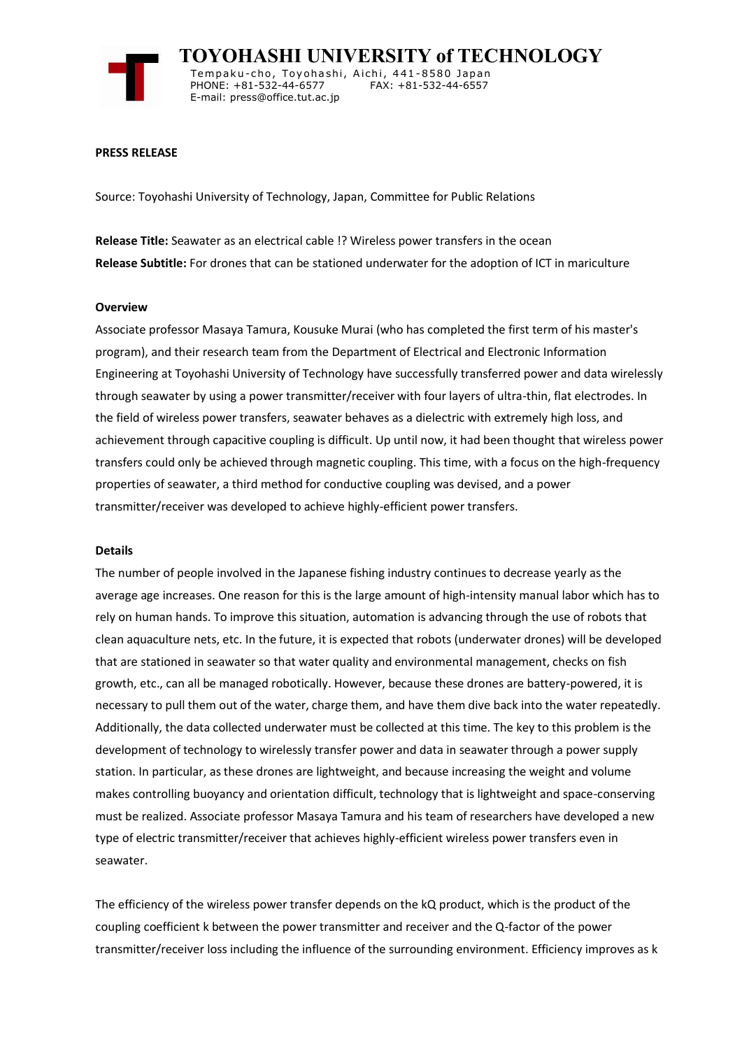# TOYOHASHI UNIVERSITY of TECHNOLOGY

Tempaku-cho, Toyohashi, Aichi, 441-8580 Japan
PHONE: +81-532-44-6577 FAX: +81-532-44-6557
E-mail: press@office.tut.ac.jp

**PRESS RELEASE**

Source: Toyohashi University of Technology, Japan, Committee for Public Relations

**Release Title:** Seawater as an electrical cable !? Wireless power transfers in the ocean
**Release Subtitle:** For drones that can be stationed underwater for the adoption of ICT in mariculture

**Overview**

Associate professor Masaya Tamura, Kousuke Murai (who has completed the first term of his master's program), and their research team from the Department of Electrical and Electronic Information Engineering at Toyohashi University of Technology have successfully transferred power and data wirelessly through seawater by using a power transmitter/receiver with four layers of ultra-thin, flat electrodes. In the field of wireless power transfers, seawater behaves as a dielectric with extremely high loss, and achievement through capacitive coupling is difficult. Up until now, it had been thought that wireless power transfers could only be achieved through magnetic coupling. This time, with a focus on the high-frequency properties of seawater, a third method for conductive coupling was devised, and a power transmitter/receiver was developed to achieve highly-efficient power transfers.

**Details**

The number of people involved in the Japanese fishing industry continues to decrease yearly as the average age increases. One reason for this is the large amount of high-intensity manual labor which has to rely on human hands. To improve this situation, automation is advancing through the use of robots that clean aquaculture nets, etc. In the future, it is expected that robots (underwater drones) will be developed that are stationed in seawater so that water quality and environmental management, checks on fish growth, etc., can all be managed robotically. However, because these drones are battery-powered, it is necessary to pull them out of the water, charge them, and have them dive back into the water repeatedly. Additionally, the data collected underwater must be collected at this time. The key to this problem is the development of technology to wirelessly transfer power and data in seawater through a power supply station. In particular, as these drones are lightweight, and because increasing the weight and volume makes controlling buoyancy and orientation difficult, technology that is lightweight and space-conserving must be realized. Associate professor Masaya Tamura and his team of researchers have developed a new type of electric transmitter/receiver that achieves highly-efficient wireless power transfers even in seawater.

The efficiency of the wireless power transfer depends on the kQ product, which is the product of the coupling coefficient k between the power transmitter and receiver and the Q-factor of the power transmitter/receiver loss including the influence of the surrounding environment. Efficiency improves as k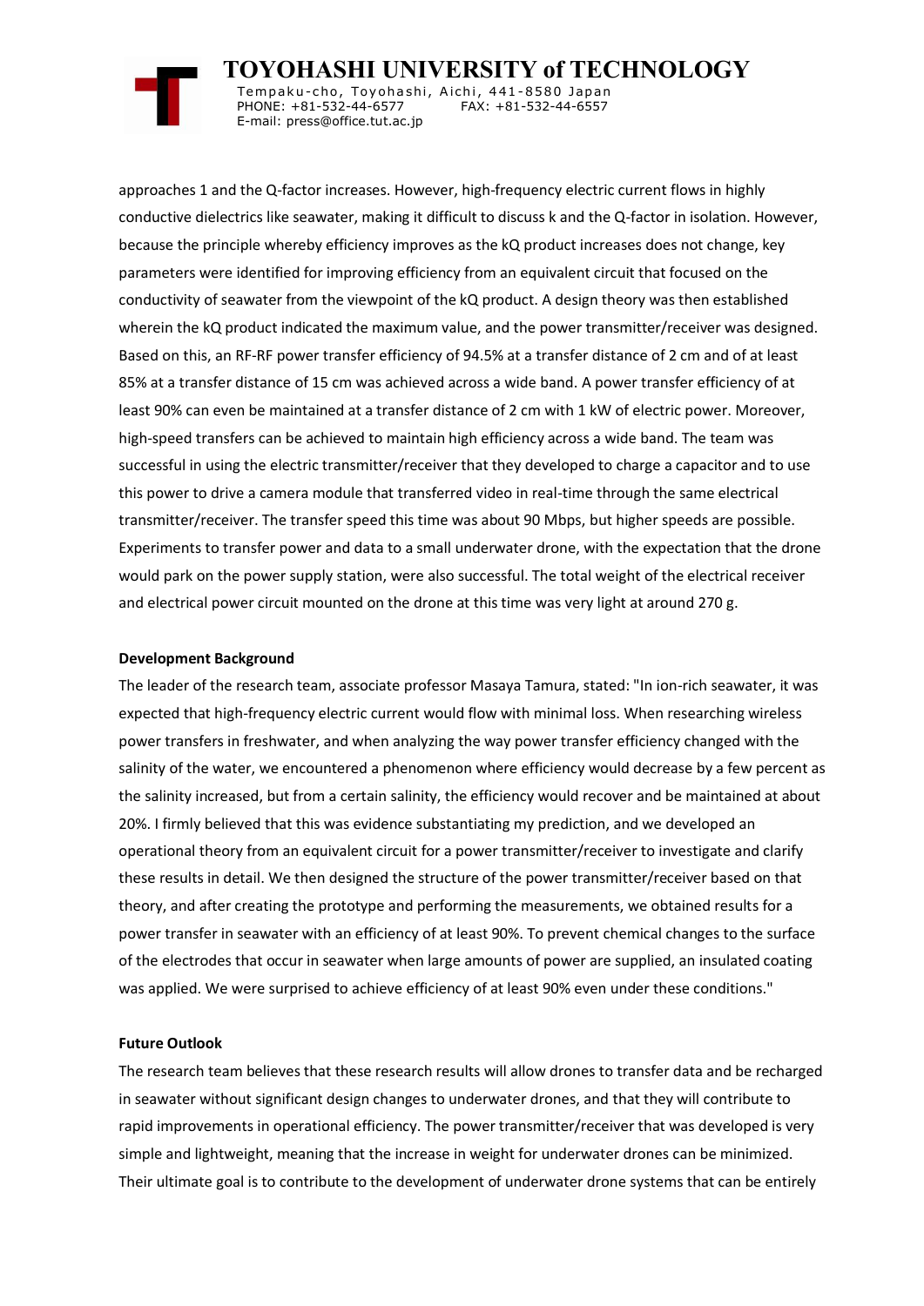approaches 1 and the Q-factor increases. However, high-frequency electric current flows in highly conductive dielectrics like seawater, making it difficult to discuss k and the Q-factor in isolation. However, because the principle whereby efficiency improves as the kQ product increases does not change, key parameters were identified for improving efficiency from an equivalent circuit that focused on the conductivity of seawater from the viewpoint of the kQ product. A design theory was then established wherein the kQ product indicated the maximum value, and the power transmitter/receiver was designed. Based on this, an RF-RF power transfer efficiency of 94.5% at a transfer distance of 2 cm and of at least 85% at a transfer distance of 15 cm was achieved across a wide band. A power transfer efficiency of at least 90% can even be maintained at a transfer distance of 2 cm with 1 kW of electric power. Moreover, high-speed transfers can be achieved to maintain high efficiency across a wide band. The team was successful in using the electric transmitter/receiver that they developed to charge a capacitor and to use this power to drive a camera module that transferred video in real-time through the same electrical transmitter/receiver. The transfer speed this time was about 90 Mbps, but higher speeds are possible. Experiments to transfer power and data to a small underwater drone, with the expectation that the drone would park on the power supply station, were also successful. The total weight of the electrical receiver and electrical power circuit mounted on the drone at this time was very light at around 270 g.

**Development Background**

The leader of the research team, associate professor Masaya Tamura, stated: "In ion-rich seawater, it was expected that high-frequency electric current would flow with minimal loss. When researching wireless power transfers in freshwater, and when analyzing the way power transfer efficiency changed with the salinity of the water, we encountered a phenomenon where efficiency would decrease by a few percent as the salinity increased, but from a certain salinity, the efficiency would recover and be maintained at about 20%. I firmly believed that this was evidence substantiating my prediction, and we developed an operational theory from an equivalent circuit for a power transmitter/receiver to investigate and clarify these results in detail. We then designed the structure of the power transmitter/receiver based on that theory, and after creating the prototype and performing the measurements, we obtained results for a power transfer in seawater with an efficiency of at least 90%. To prevent chemical changes to the surface of the electrodes that occur in seawater when large amounts of power are supplied, an insulated coating was applied. We were surprised to achieve efficiency of at least 90% even under these conditions."

**Future Outlook**

The research team believes that these research results will allow drones to transfer data and be recharged in seawater without significant design changes to underwater drones, and that they will contribute to rapid improvements in operational efficiency. The power transmitter/receiver that was developed is very simple and lightweight, meaning that the increase in weight for underwater drones can be minimized. Their ultimate goal is to contribute to the development of underwater drone systems that can be entirely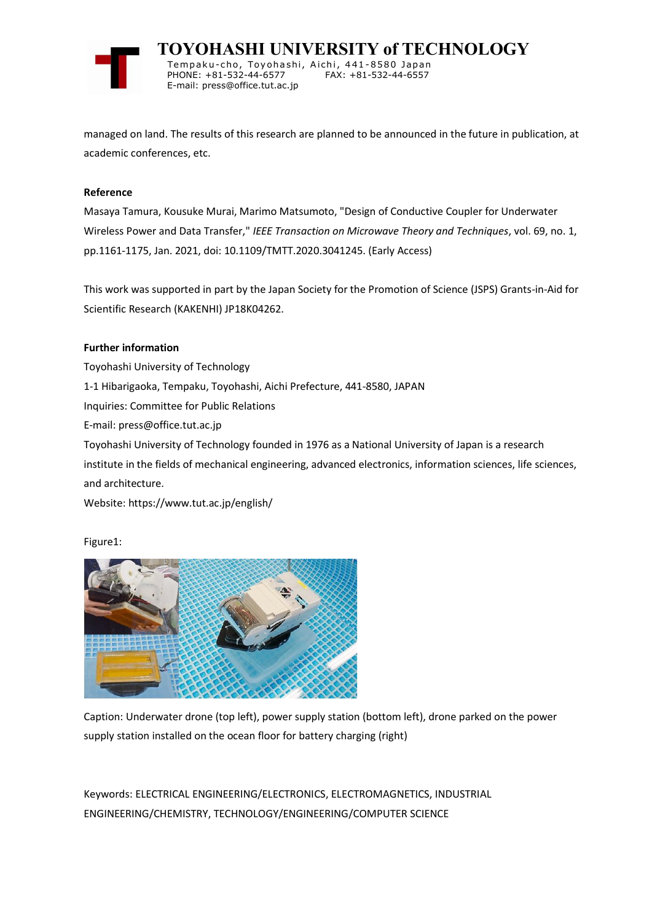managed on land. The results of this research are planned to be announced in the future in publication, at academic conferences, etc.

**Reference**

Masaya Tamura, Kousuke Murai, Marimo Matsumoto, "Design of Conductive Coupler for Underwater Wireless Power and Data Transfer," *IEEE Transaction on Microwave Theory and Techniques*, vol. 69, no. 1, pp.1161-1175, Jan. 2021, doi: 10.1109/TMTT.2020.3041245. (Early Access)

This work was supported in part by the Japan Society for the Promotion of Science (JSPS) Grants-in-Aid for Scientific Research (KAKENHI) JP18K04262.

**Further information**

Toyohashi University of Technology
1-1 Hibarigaoka, Tempaku, Toyohashi, Aichi Prefecture, 441-8580, JAPAN
Inquiries: Committee for Public Relations
E-mail: press@office.tut.ac.jp
Toyohashi University of Technology founded in 1976 as a National University of Japan is a research institute in the fields of mechanical engineering, advanced electronics, information sciences, life sciences, and architecture.
Website: https://www.tut.ac.jp/english/

Figure1:

Caption: Underwater drone (top left), power supply station (bottom left), drone parked on the power supply station installed on the ocean floor for battery charging (right)

Keywords: ELECTRICAL ENGINEERING/ELECTRONICS, ELECTROMAGNETICS, INDUSTRIAL ENGINEERING/CHEMISTRY, TECHNOLOGY/ENGINEERING/COMPUTER SCIENCE